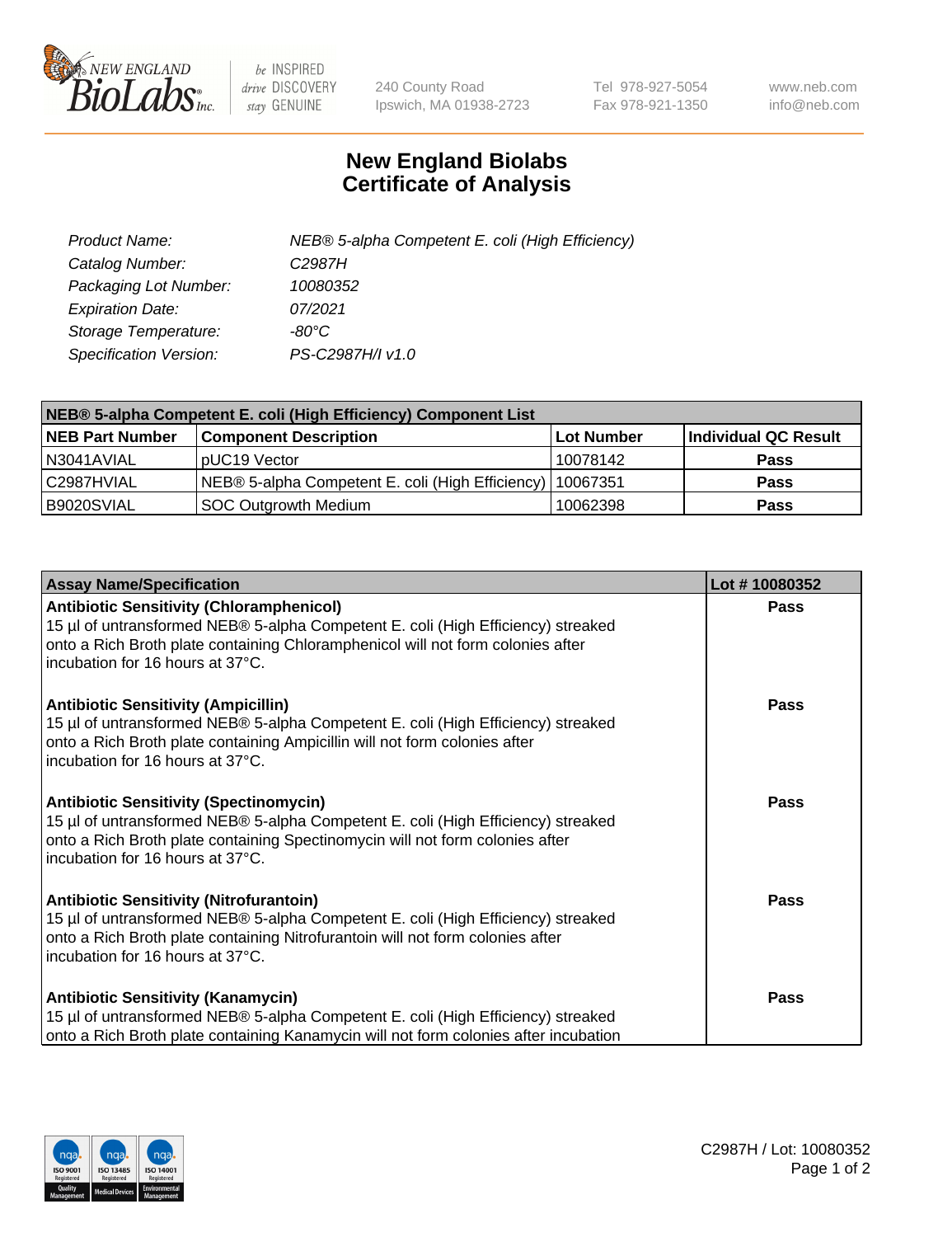240 County Road
Ipswich, MA 01938-2723

Tel 978-927-5054
Fax 978-921-1350

www.neb.com
info@neb.com

# New England Biolabs
# Certificate of Analysis

| | |
|---|---|
| *Product Name:* | *NEB® 5-alpha Competent E. coli (High Efficiency)* |
| *Catalog Number:* | *C2987H* |
| *Packaging Lot Number:* | *10080352* |
| *Expiration Date:* | *07/2021* |
| *Storage Temperature:* | *-80°C* |
| *Specification Version:* | *PS-C2987H/I v1.0* |

| **NEB® 5-alpha Competent E. coli (High Efficiency) Component List** | | | |
|---|---|---|---|
| **NEB Part Number** | **Component Description** | **Lot Number** | **Individual QC Result** |
| N3041AVIAL | pUC19 Vector | 10078142 | **Pass** |
| C2987HVIAL | NEB® 5-alpha Competent E. coli (High Efficiency) | 10067351 | **Pass** |
| B9020SVIAL | SOC Outgrowth Medium | 10062398 | **Pass** |

| **Assay Name/Specification** | **Lot # 10080352** |
|---|---|
| **Antibiotic Sensitivity (Chloramphenicol)**<br>15 µl of untransformed NEB® 5-alpha Competent E. coli (High Efficiency) streaked onto a Rich Broth plate containing Chloramphenicol will not form colonies after incubation for 16 hours at 37°C. | **Pass** |
| **Antibiotic Sensitivity (Ampicillin)**<br>15 µl of untransformed NEB® 5-alpha Competent E. coli (High Efficiency) streaked onto a Rich Broth plate containing Ampicillin will not form colonies after incubation for 16 hours at 37°C. | **Pass** |
| **Antibiotic Sensitivity (Spectinomycin)**<br>15 µl of untransformed NEB® 5-alpha Competent E. coli (High Efficiency) streaked onto a Rich Broth plate containing Spectinomycin will not form colonies after incubation for 16 hours at 37°C. | **Pass** |
| **Antibiotic Sensitivity (Nitrofurantoin)**<br>15 µl of untransformed NEB® 5-alpha Competent E. coli (High Efficiency) streaked onto a Rich Broth plate containing Nitrofurantoin will not form colonies after incubation for 16 hours at 37°C. | **Pass** |
| **Antibiotic Sensitivity (Kanamycin)**<br>15 µl of untransformed NEB® 5-alpha Competent E. coli (High Efficiency) streaked onto a Rich Broth plate containing Kanamycin will not form colonies after incubation | **Pass** |

C2987H / Lot: 10080352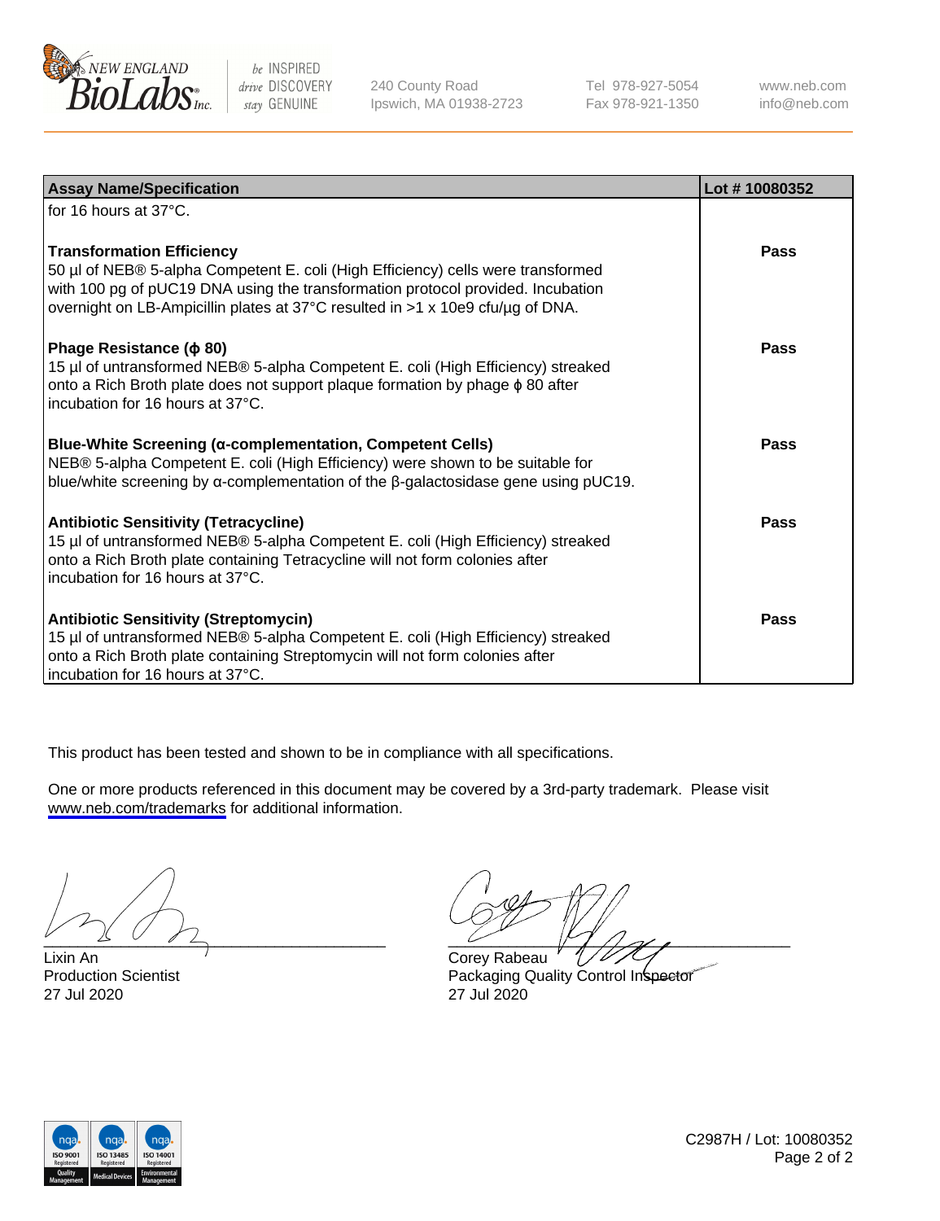| Assay Name/Specification | Lot # 10080352 |
|---|---|
| for 16 hours at 37°C. | |
| **Transformation Efficiency**<br>50 µl of NEB® 5-alpha Competent E. coli (High Efficiency) cells were transformed with 100 pg of pUC19 DNA using the transformation protocol provided. Incubation overnight on LB-Ampicillin plates at 37°C resulted in >1 x 10e9 cfu/µg of DNA. | **Pass** |
| **Phage Resistance (ϕ 80)**<br>15 µl of untransformed NEB® 5-alpha Competent E. coli (High Efficiency) streaked onto a Rich Broth plate does not support plaque formation by phage ϕ 80 after incubation for 16 hours at 37°C. | **Pass** |
| **Blue-White Screening (α-complementation, Competent Cells)**<br>NEB® 5-alpha Competent E. coli (High Efficiency) were shown to be suitable for blue/white screening by α-complementation of the β-galactosidase gene using pUC19. | **Pass** |
| **Antibiotic Sensitivity (Tetracycline)**<br>15 µl of untransformed NEB® 5-alpha Competent E. coli (High Efficiency) streaked onto a Rich Broth plate containing Tetracycline will not form colonies after incubation for 16 hours at 37°C. | **Pass** |
| **Antibiotic Sensitivity (Streptomycin)**<br>15 µl of untransformed NEB® 5-alpha Competent E. coli (High Efficiency) streaked onto a Rich Broth plate containing Streptomycin will not form colonies after incubation for 16 hours at 37°C. | **Pass** |

This product has been tested and shown to be in compliance with all specifications.

One or more products referenced in this document may be covered by a 3rd-party trademark. Please visit www.neb.com/trademarks for additional information.

Lixin An
Production Scientist
27 Jul 2020

Corey Rabeau
Packaging Quality Control Inspector
27 Jul 2020

C2987H / Lot: 10080352